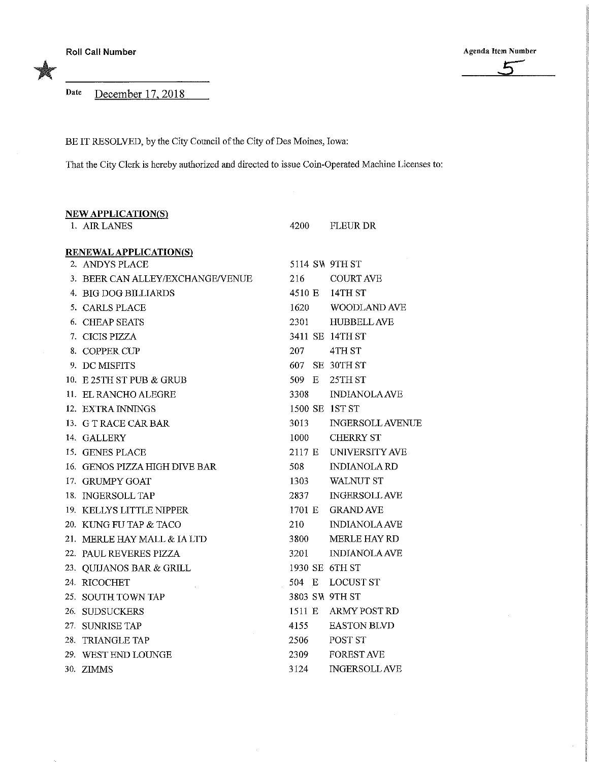Roll Call Number

Agenda Item Number 5

Date December 17, 2018

BE IT RESOLVED, by the City Council of the City of Des Moines, Iowa:

That the City Clerk is hereby authorized and directed to issue Coin-Operated Machine Licenses to:

**NEW APPLICATION(S)**

| | | |
|---|---|---|
| 1. AIR LANES | 4200 | FLEUR DR |

**RENEWAL APPLICATION(S)**

| | | |
|---|---|---|
| 2. ANDYS PLACE | 5114 SW | 9TH ST |
| 3. BEER CAN ALLEY/EXCHANGE/VENUE | 216 | COURT AVE |
| 4. BIG DOG BILLIARDS | 4510 E | 14TH ST |
| 5. CARLS PLACE | 1620 | WOODLAND AVE |
| 6. CHEAP SEATS | 2301 | HUBBELL AVE |
| 7. CICIS PIZZA | 3411 SE | 14TH ST |
| 8. COPPER CUP | 207 | 4TH ST |
| 9. DC MISFITS | 607 SE | 30TH ST |
| 10. E 25TH ST PUB & GRUB | 509 E | 25TH ST |
| 11. EL RANCHO ALEGRE | 3308 | INDIANOLA AVE |
| 12. EXTRA INNINGS | 1500 SE | 1ST ST |
| 13. G T RACE CAR BAR | 3013 | INGERSOLL AVENUE |
| 14. GALLERY | 1000 | CHERRY ST |
| 15. GENES PLACE | 2117 E | UNIVERSITY AVE |
| 16. GENOS PIZZA HIGH DIVE BAR | 508 | INDIANOLA RD |
| 17. GRUMPY GOAT | 1303 | WALNUT ST |
| 18. INGERSOLL TAP | 2837 | INGERSOLL AVE |
| 19. KELLYS LITTLE NIPPER | 1701 E | GRAND AVE |
| 20. KUNG FU TAP & TACO | 210 | INDIANOLA AVE |
| 21. MERLE HAY MALL & IA LTD | 3800 | MERLE HAY RD |
| 22. PAUL REVERES PIZZA | 3201 | INDIANOLA AVE |
| 23. QUIJANOS BAR & GRILL | 1930 SE | 6TH ST |
| 24. RICOCHET | 504 E | LOCUST ST |
| 25. SOUTH TOWN TAP | 3803 SW | 9TH ST |
| 26. SUDSUCKERS | 1511 E | ARMY POST RD |
| 27. SUNRISE TAP | 4155 | EASTON BLVD |
| 28. TRIANGLE TAP | 2506 | POST ST |
| 29. WEST END LOUNGE | 2309 | FOREST AVE |
| 30. ZIMMS | 3124 | INGERSOLL AVE |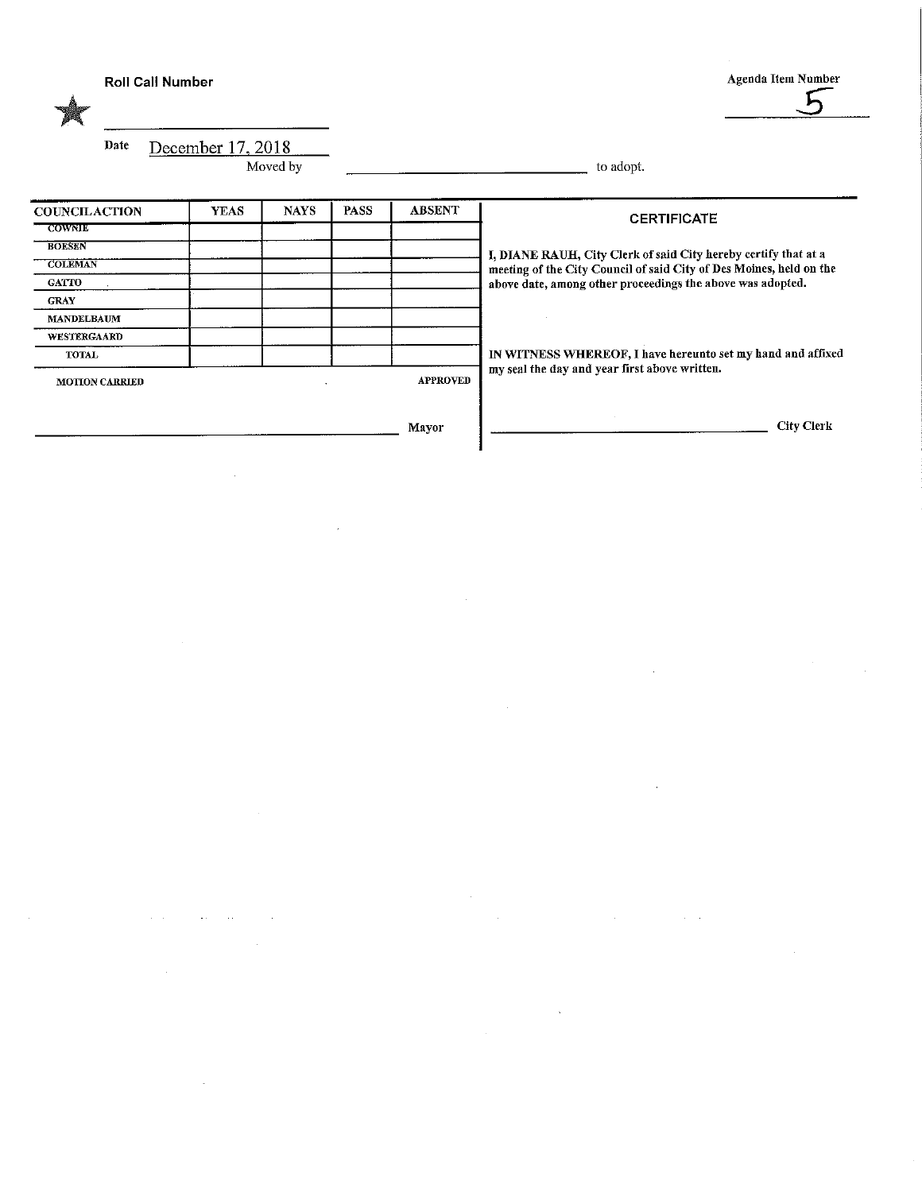★ **Roll Call Number** \_\_\_\_\_\_\_\_\_\_\_\_\_\_\_\_\_\_\_\_

**Agenda Item Number**

5

Date December 17, 2018

Moved by \_\_\_\_\_\_\_\_\_\_\_\_\_\_\_\_\_\_\_\_\_\_\_\_\_\_\_\_ to adopt.

| COUNCIL ACTION | YEAS | NAYS | PASS | ABSENT |
|---|---|---|---|---|
| COWNIE | | | | |
| BOESEN | | | | |
| COLEMAN | | | | |
| GATTO | | | | |
| GRAY | | | | |
| MANDELBAUM | | | | |
| WESTERGAARD | | | | |
| TOTAL | | | | |

MOTION CARRIED APPROVED

\_\_\_\_\_\_\_\_\_\_\_\_\_\_\_\_\_\_\_\_\_\_\_\_\_\_\_\_\_\_\_\_\_\_\_\_ Mayor

## CERTIFICATE

I, DIANE RAUH, City Clerk of said City hereby certify that at a meeting of the City Council of said City of Des Moines, held on the above date, among other proceedings the above was adopted.

IN WITNESS WHEREOF, I have hereunto set my hand and affixed my seal the day and year first above written.

\_\_\_\_\_\_\_\_\_\_\_\_\_\_\_\_\_\_\_\_\_\_\_\_\_\_\_\_\_\_\_\_\_\_\_\_ City Clerk